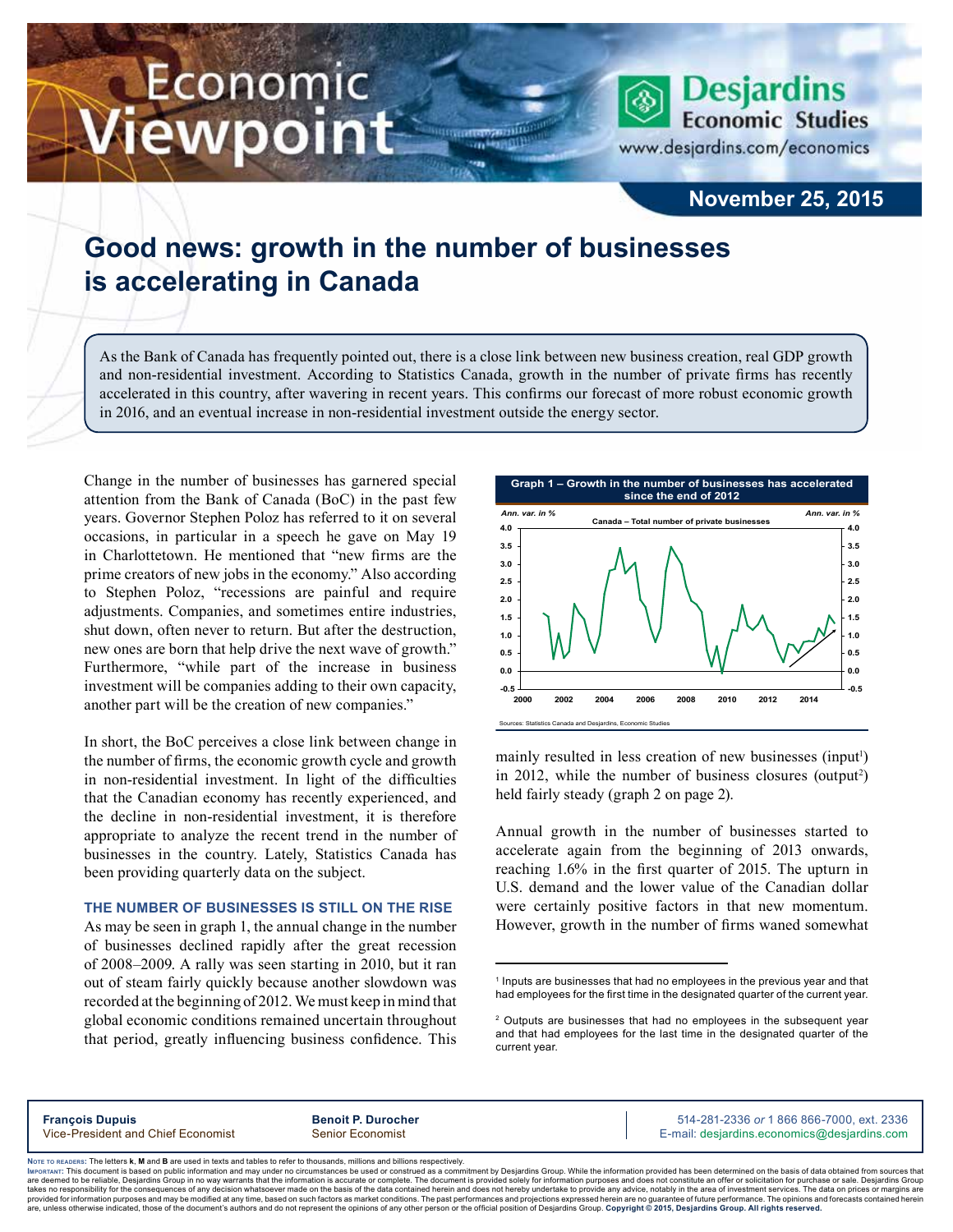# Good news: growth in the number of businesses is accelerating in Canada

As the Bank of Canada has frequently pointed out, there is a close link between new business creation, real GDP growth and non-residential investment. According to Statistics Canada, growth in the number of private firms has recently accelerated in this country, after wavering in recent years. This confirms our forecast of more robust economic growth in 2016, and an eventual increase in non-residential investment outside the energy sector.

Change in the number of businesses has garnered special attention from the Bank of Canada (BoC) in the past few years. Governor Stephen Poloz has referred to it on several occasions, in particular in a speech he gave on May 19 in Charlottetown. He mentioned that "new firms are the prime creators of new jobs in the economy." Also according to Stephen Poloz, "recessions are painful and require adjustments. Companies, and sometimes entire industries, shut down, often never to return. But after the destruction, new ones are born that help drive the next wave of growth." Furthermore, "while part of the increase in business investment will be companies adding to their own capacity, another part will be the creation of new companies."

In short, the BoC perceives a close link between change in the number of firms, the economic growth cycle and growth in non-residential investment. In light of the difficulties that the Canadian economy has recently experienced, and the decline in non-residential investment, it is therefore appropriate to analyze the recent trend in the number of businesses in the country. Lately, Statistics Canada has been providing quarterly data on the subject.

### THE NUMBER OF BUSINESSES IS STILL ON THE RISE

As may be seen in graph 1, the annual change in the number of businesses declined rapidly after the great recession of 2008–2009. A rally was seen starting in 2010, but it ran out of steam fairly quickly because another slowdown was recorded at the beginning of 2012. We must keep in mind that global economic conditions remained uncertain throughout that period, greatly influencing business confidence. This mainly resulted in less creation of new businesses (input[1]) in 2012, while the number of business closures (output[2]) held fairly steady (graph 2 on page 2).

**Graph 1 – Growth in the number of businesses has accelerated since the end of 2012**

Canada – Total number of private businesses (Ann. var. in %)

Sources: Statistics Canada and Desjardins, Economic Studies

Annual growth in the number of businesses started to accelerate again from the beginning of 2013 onwards, reaching 1.6% in the first quarter of 2015. The upturn in U.S. demand and the lower value of the Canadian dollar were certainly positive factors in that new momentum. However, growth in the number of firms waned somewhat

---

[1] Inputs are businesses that had no employees in the previous year and that had employees for the first time in the designated quarter of the current year.

[2] Outputs are businesses that had no employees in the subsequent year and that had employees for the last time in the designated quarter of the current year.

**François Dupuis**
Vice-President and Chief Economist

**Benoit P. Durocher**
Senior Economist

514-281-2336 *or* 1 866 866-7000, ext. 2336
E-mail: desjardins.economics@desjardins.com

Note to readers: The letters **k**, **M** and **B** are used in texts and tables to refer to thousands, millions and billions respectively.

Important: This document is based on public information and may under no circumstances be used or construed as a commitment by Desjardins Group. While the information provided has been determined on the basis of data obtained from sources that are deemed to be reliable, Desjardins Group in no way warrants that the information is accurate or complete. The document is provided solely for information purposes and does not constitute an offer or solicitation for purchase or sale. Desjardins Group takes no responsibility for the consequences of any decision whatsoever made on the basis of the data contained herein and does not hereby undertake to provide any advice, notably in the area of investment services. The data on prices or margins are provided for information purposes and may be modified at any time, based on such factors as market conditions. The past performances and projections expressed herein are no guarantee of future performance. The opinions and forecasts contained herein are, unless otherwise indicated, those of the document's authors and do not represent the opinions of any other person or the official position of Desjardins Group. **Copyright © 2015, Desjardins Group. All rights reserved.**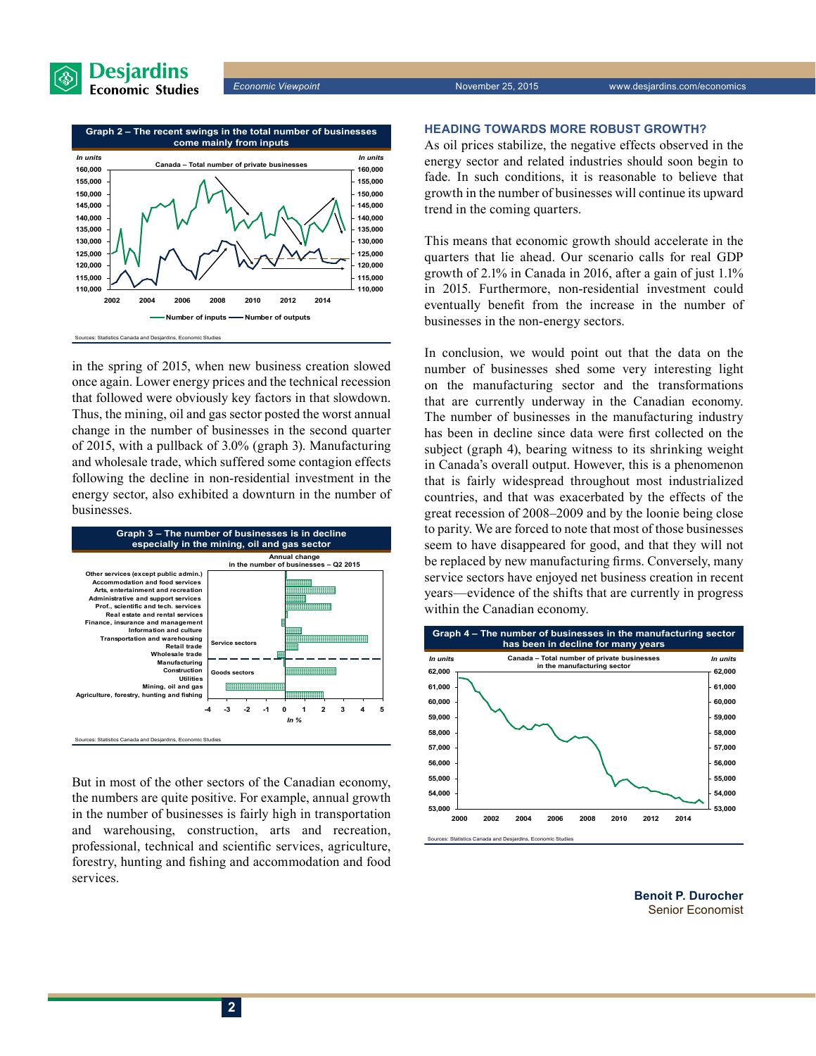**Graph 2 – The recent swings in the total number of businesses come mainly from inputs**

In units

Canada – Total number of private businesses

In units

160,000
155,000
150,000
145,000
140,000
135,000
130,000
125,000
120,000
115,000
110,000

2002 2004 2006 2008 2010 2012 2014

Number of inputs — Number of outputs

Sources: Statistics Canada and Desjardins, Economic Studies

in the spring of 2015, when new business creation slowed once again. Lower energy prices and the technical recession that followed were obviously key factors in that slowdown. Thus, the mining, oil and gas sector posted the worst annual change in the number of businesses in the second quarter of 2015, with a pullback of 3.0% (graph 3). Manufacturing and wholesale trade, which suffered some contagion effects following the decline in non-residential investment in the energy sector, also exhibited a downturn in the number of businesses.

**Graph 3 – The number of businesses is in decline especially in the mining, oil and gas sector**

Annual change in the number of businesses – Q2 2015

Other services (except public admin.)
Accommodation and food services
Arts, entertainment and recreation
Administrative and support services
Prof., scientific and tech. services
Real estate and rental services
Finance, insurance and management
Information and culture
Transportation and warehousing
Retail trade
Wholesale trade
Manufacturing
Construction
Utilities
Mining, oil and gas
Agriculture, forestry, hunting and fishing

Service sectors

Goods sectors

-4 -3 -2 -1 0 1 2 3 4 5

In %

Sources: Statistics Canada and Desjardins, Economic Studies

But in most of the other sectors of the Canadian economy, the numbers are quite positive. For example, annual growth in the number of businesses is fairly high in transportation and warehousing, construction, arts and recreation, professional, technical and scientific services, agriculture, forestry, hunting and fishing and accommodation and food services.

## HEADING TOWARDS MORE ROBUST GROWTH?

As oil prices stabilize, the negative effects observed in the energy sector and related industries should soon begin to fade. In such conditions, it is reasonable to believe that growth in the number of businesses will continue its upward trend in the coming quarters.

This means that economic growth should accelerate in the quarters that lie ahead. Our scenario calls for real GDP growth of 2.1% in Canada in 2016, after a gain of just 1.1% in 2015. Furthermore, non-residential investment could eventually benefit from the increase in the number of businesses in the non-energy sectors.

In conclusion, we would point out that the data on the number of businesses shed some very interesting light on the manufacturing sector and the transformations that are currently underway in the Canadian economy. The number of businesses in the manufacturing industry has been in decline since data were first collected on the subject (graph 4), bearing witness to its shrinking weight in Canada's overall output. However, this is a phenomenon that is fairly widespread throughout most industrialized countries, and that was exacerbated by the effects of the great recession of 2008–2009 and by the loonie being close to parity. We are forced to note that most of those businesses seem to have disappeared for good, and that they will not be replaced by new manufacturing firms. Conversely, many service sectors have enjoyed net business creation in recent years—evidence of the shifts that are currently in progress within the Canadian economy.

**Graph 4 – The number of businesses in the manufacturing sector has been in decline for many years**

In units

Canada – Total number of private businesses in the manufacturing sector

In units

62,000
61,000
60,000
59,000
58,000
57,000
56,000
55,000
54,000
53,000

2000 2002 2004 2006 2008 2010 2012 2014

Sources: Statistics Canada and Desjardins, Economic Studies

**Benoit P. Durocher**
Senior Economist